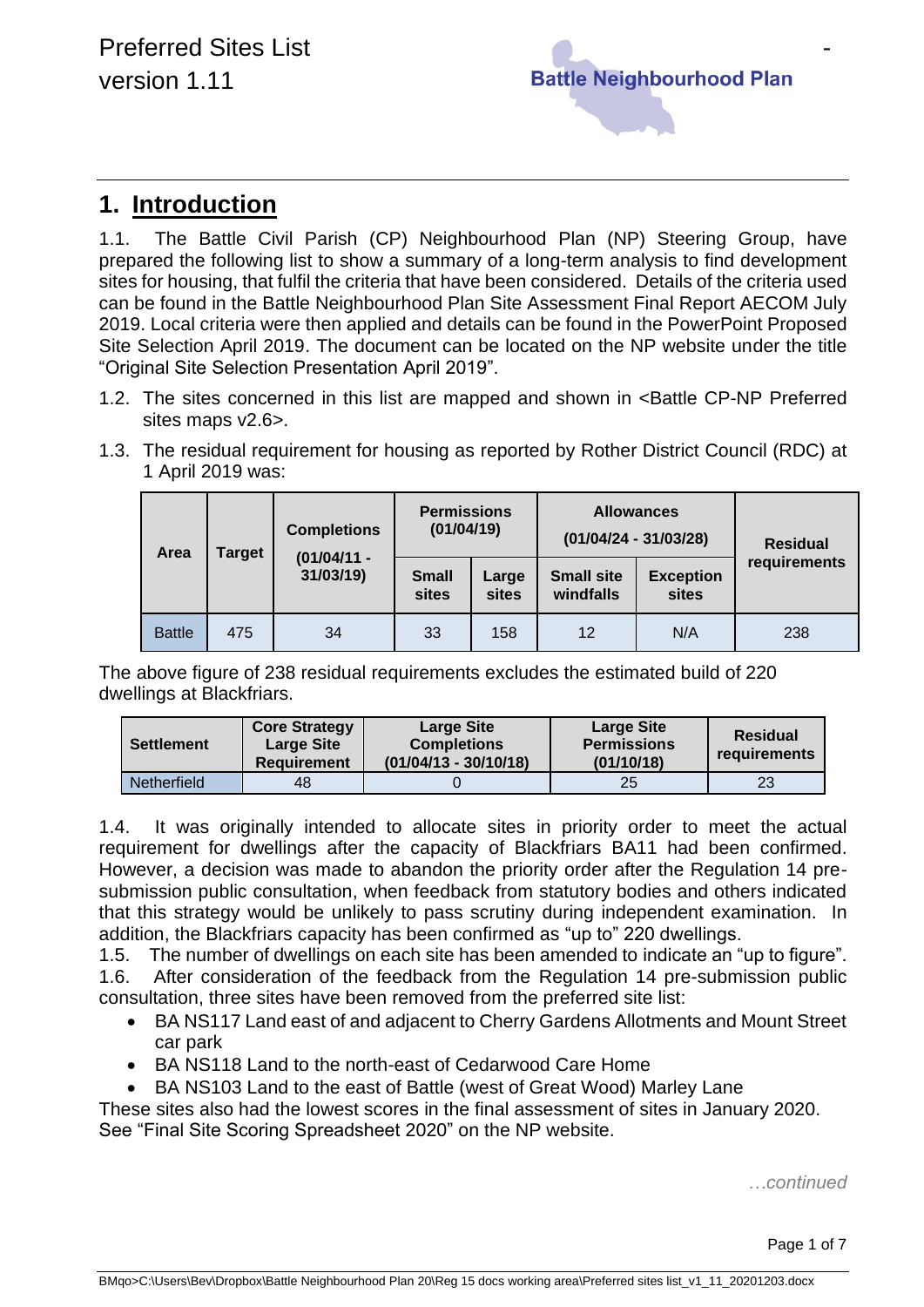# 1. Introduction

1.1. The Battle Civil Parish (CP) Neighbourhood Plan (NP) Steering Group, have prepared the following list to show a summary of a long-term analysis to find development sites for housing, that fulfil the criteria that have been considered. Details of the criteria used can be found in the Battle Neighbourhood Plan Site Assessment Final Report AECOM July 2019. Local criteria were then applied and details can be found in the PowerPoint Proposed Site Selection April 2019. The document can be located on the NP website under the title "Original Site Selection Presentation April 2019".

1.2. The sites concerned in this list are mapped and shown in <Battle CP-NP Preferred sites maps v2.6>.

1.3. The residual requirement for housing as reported by Rother District Council (RDC) at 1 April 2019 was:

| Area | Target | Completions (01/04/11 - 31/03/19) | Permissions (01/04/19) | | Allowances (01/04/24 - 31/03/28) | | Residual requirements |
|---|---|---|---|---|---|---|---|
| | | | Small sites | Large sites | Small site windfalls | Exception sites | |
| Battle | 475 | 34 | 33 | 158 | 12 | N/A | 238 |

The above figure of 238 residual requirements excludes the estimated build of 220 dwellings at Blackfriars.

| Settlement | Core Strategy Large Site Requirement | Large Site Completions (01/04/13 - 30/10/18) | Large Site Permissions (01/10/18) | Residual requirements |
|---|---|---|---|---|
| Netherfield | 48 | 0 | 25 | 23 |

1.4. It was originally intended to allocate sites in priority order to meet the actual requirement for dwellings after the capacity of Blackfriars BA11 had been confirmed. However, a decision was made to abandon the priority order after the Regulation 14 pre-submission public consultation, when feedback from statutory bodies and others indicated that this strategy would be unlikely to pass scrutiny during independent examination. In addition, the Blackfriars capacity has been confirmed as "up to" 220 dwellings.

1.5. The number of dwellings on each site has been amended to indicate an "up to figure".

1.6. After consideration of the feedback from the Regulation 14 pre-submission public consultation, three sites have been removed from the preferred site list:

- BA NS117 Land east of and adjacent to Cherry Gardens Allotments and Mount Street car park
- BA NS118 Land to the north-east of Cedarwood Care Home
- BA NS103 Land to the east of Battle (west of Great Wood) Marley Lane

These sites also had the lowest scores in the final assessment of sites in January 2020. See "Final Site Scoring Spreadsheet 2020" on the NP website.

*…continued*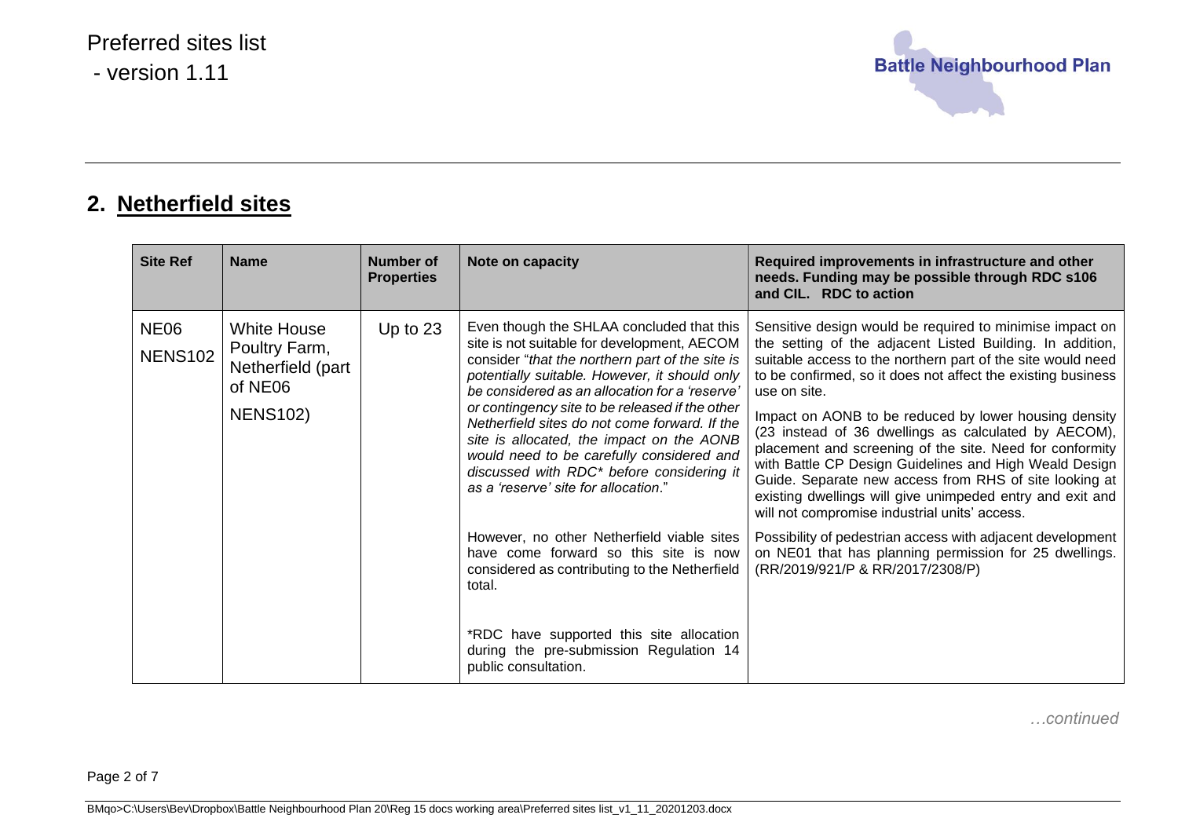## 2. Netherfield sites

| Site Ref | Name | Number of Properties | Note on capacity | Required improvements in infrastructure and other needs. Funding may be possible through RDC s106 and CIL. RDC to action |
|---|---|---|---|---|
| NE06 NENS102 | White House Poultry Farm, Netherfield (part of NE06 NENS102) | Up to 23 | Even though the SHLAA concluded that this site is not suitable for development, AECOM consider "*that the northern part of the site is potentially suitable. However, it should only be considered as an allocation for a 'reserve' or contingency site to be released if the other Netherfield sites do not come forward. If the site is allocated, the impact on the AONB would need to be carefully considered and discussed with RDC\* before considering it as a 'reserve' site for allocation*."<br><br>However, no other Netherfield viable sites have come forward so this site is now considered as contributing to the Netherfield total.<br><br>*RDC have supported this site allocation during the pre-submission Regulation 14 public consultation. | Sensitive design would be required to minimise impact on the setting of the adjacent Listed Building. In addition, suitable access to the northern part of the site would need to be confirmed, so it does not affect the existing business use on site.<br><br>Impact on AONB to be reduced by lower housing density (23 instead of 36 dwellings as calculated by AECOM), placement and screening of the site. Need for conformity with Battle CP Design Guidelines and High Weald Design Guide. Separate new access from RHS of site looking at existing dwellings will give unimpeded entry and exit and will not compromise industrial units' access.<br><br>Possibility of pedestrian access with adjacent development on NE01 that has planning permission for 25 dwellings. (RR/2019/921/P & RR/2017/2308/P) |

*…continued*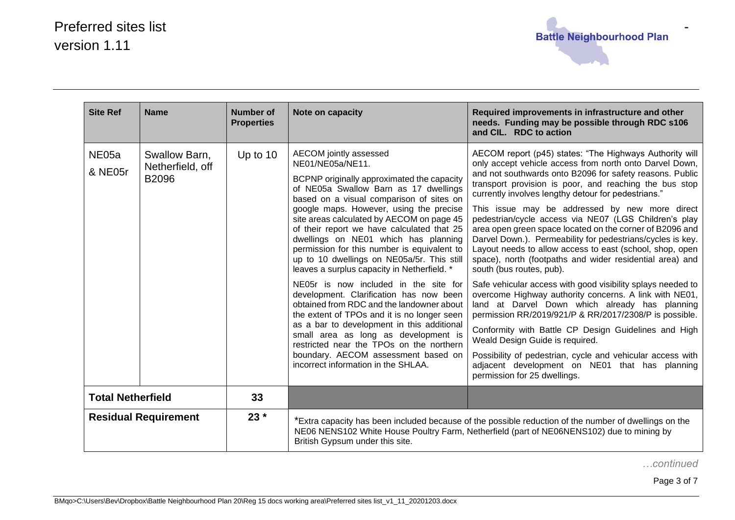| Site Ref | Name | Number of Properties | Note on capacity | Required improvements in infrastructure and other needs. Funding may be possible through RDC s106 and CIL. RDC to action |
|---|---|---|---|---|
| NE05a & NE05r | Swallow Barn, Netherfield, off B2096 | Up to 10 | AECOM jointly assessed NE01/NE05a/NE11.<br><br>BCPNP originally approximated the capacity of NE05a Swallow Barn as 17 dwellings based on a visual comparison of sites on google maps. However, using the precise site areas calculated by AECOM on page 45 of their report we have calculated that 25 dwellings on NE01 which has planning permission for this number is equivalent to up to 10 dwellings on NE05a/5r. This still leaves a surplus capacity in Netherfield. *<br><br>NE05r is now included in the site for development. Clarification has now been obtained from RDC and the landowner about the extent of TPOs and it is no longer seen as a bar to development in this additional small area as long as development is restricted near the TPOs on the northern boundary. AECOM assessment based on incorrect information in the SHLAA. | AECOM report (p45) states: "The Highways Authority will only accept vehicle access from north onto Darvel Down, and not southwards onto B2096 for safety reasons. Public transport provision is poor, and reaching the bus stop currently involves lengthy detour for pedestrians."<br><br>This issue may be addressed by new more direct pedestrian/cycle access via NE07 (LGS Children's play area open green space located on the corner of B2096 and Darvel Down.). Permeability for pedestrians/cycles is key. Layout needs to allow access to east (school, shop, open space), north (footpaths and wider residential area) and south (bus routes, pub).<br><br>Safe vehicular access with good visibility splays needed to overcome Highway authority concerns. A link with NE01, land at Darvel Down which already has planning permission RR/2019/921/P & RR/2017/2308/P is possible.<br><br>Conformity with Battle CP Design Guidelines and High Weald Design Guide is required.<br><br>Possibility of pedestrian, cycle and vehicular access with adjacent development on NE01 that has planning permission for 25 dwellings. |
| **Total Netherfield** | | **33** | | |
| **Residual Requirement** | | **23 *** | *Extra capacity has been included because of the possible reduction of the number of dwellings on the NE06 NENS102 White House Poultry Farm, Netherfield (part of NE06NENS102) due to mining by British Gypsum under this site. | |

*…continued*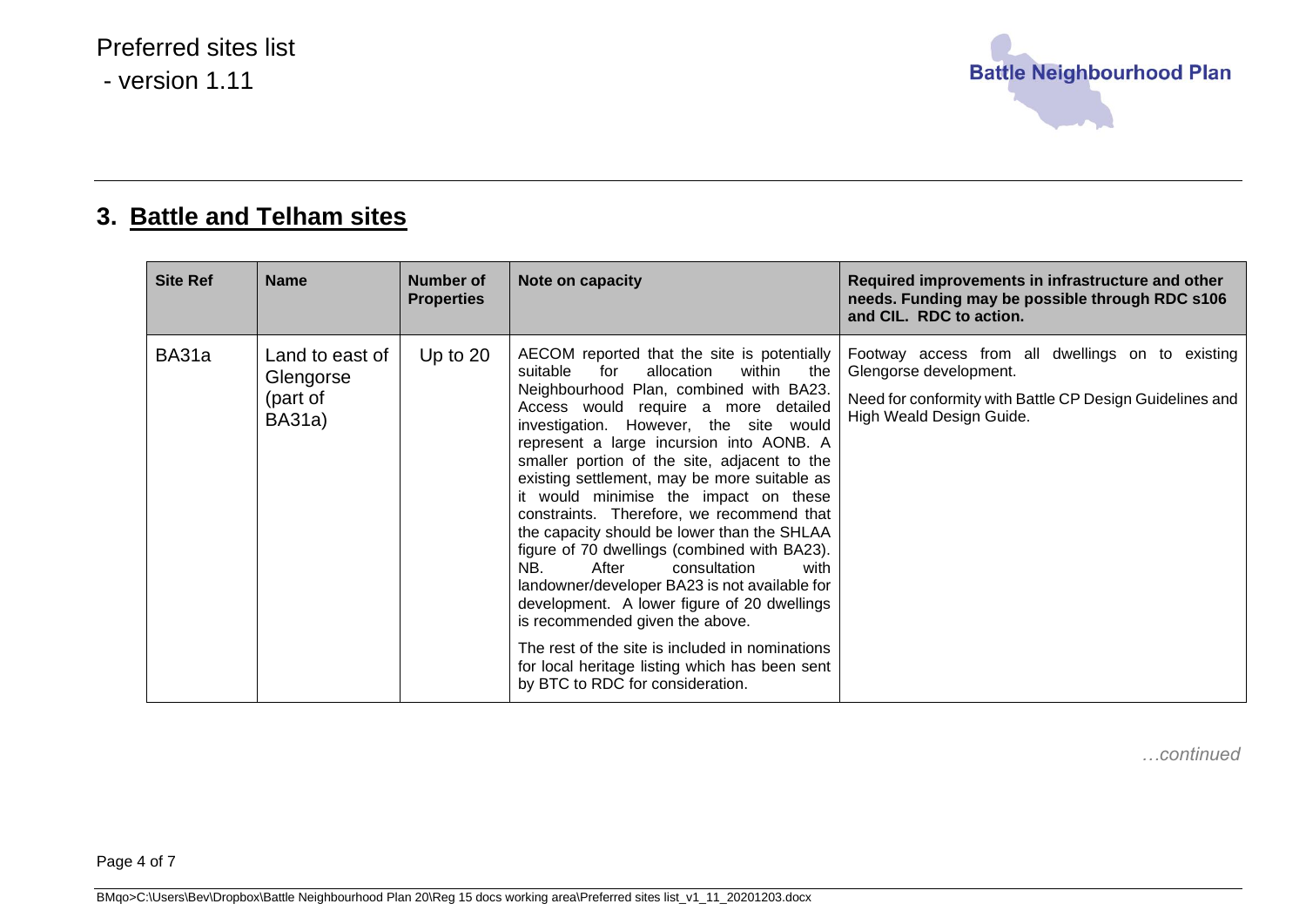## 3. Battle and Telham sites

| Site Ref | Name | Number of Properties | Note on capacity | Required improvements in infrastructure and other needs. Funding may be possible through RDC s106 and CIL. RDC to action. |
|---|---|---|---|---|
| BA31a | Land to east of Glengorse (part of BA31a) | Up to 20 | AECOM reported that the site is potentially suitable for allocation within the Neighbourhood Plan, combined with BA23. Access would require a more detailed investigation. However, the site would represent a large incursion into AONB. A smaller portion of the site, adjacent to the existing settlement, may be more suitable as it would minimise the impact on these constraints. Therefore, we recommend that the capacity should be lower than the SHLAA figure of 70 dwellings (combined with BA23). NB. After consultation with landowner/developer BA23 is not available for development. A lower figure of 20 dwellings is recommended given the above.<br><br>The rest of the site is included in nominations for local heritage listing which has been sent by BTC to RDC for consideration. | Footway access from all dwellings on to existing Glengorse development.<br><br>Need for conformity with Battle CP Design Guidelines and High Weald Design Guide. |

*…continued*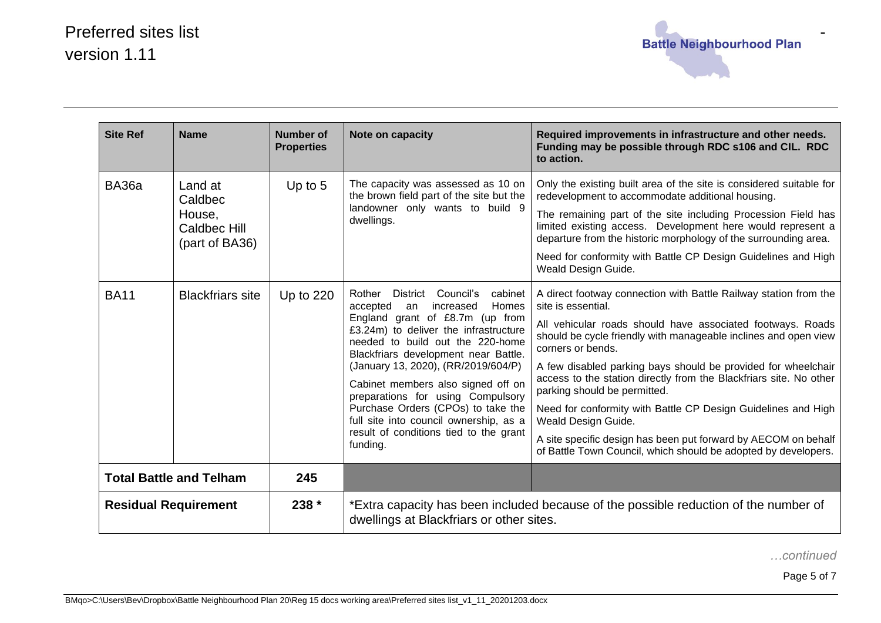# Preferred sites list version 1.11

| Site Ref | Name | Number of Properties | Note on capacity | Required improvements in infrastructure and other needs. Funding may be possible through RDC s106 and CIL. RDC to action. |
|---|---|---|---|---|
| BA36a | Land at Caldbec House, Caldbec Hill (part of BA36) | Up to 5 | The capacity was assessed as 10 on the brown field part of the site but the landowner only wants to build 9 dwellings. | Only the existing built area of the site is considered suitable for redevelopment to accommodate additional housing.<br><br>The remaining part of the site including Procession Field has limited existing access. Development here would represent a departure from the historic morphology of the surrounding area.<br><br>Need for conformity with Battle CP Design Guidelines and High Weald Design Guide. |
| BA11 | Blackfriars site | Up to 220 | Rother District Council's cabinet accepted an increased Homes England grant of £8.7m (up from £3.24m) to deliver the infrastructure needed to build out the 220-home Blackfriars development near Battle. (January 13, 2020), (RR/2019/604/P)<br><br>Cabinet members also signed off on preparations for using Compulsory Purchase Orders (CPOs) to take the full site into council ownership, as a result of conditions tied to the grant funding. | A direct footway connection with Battle Railway station from the site is essential.<br><br>All vehicular roads should have associated footways. Roads should be cycle friendly with manageable inclines and open view corners or bends.<br><br>A few disabled parking bays should be provided for wheelchair access to the station directly from the Blackfriars site. No other parking should be permitted.<br><br>Need for conformity with Battle CP Design Guidelines and High Weald Design Guide.<br><br>A site specific design has been put forward by AECOM on behalf of Battle Town Council, which should be adopted by developers. |
| **Total Battle and Telham** | | **245** | | |
| **Residual Requirement** | | **238 \*** | \*Extra capacity has been included because of the possible reduction of the number of dwellings at Blackfriars or other sites. | |

*…continued*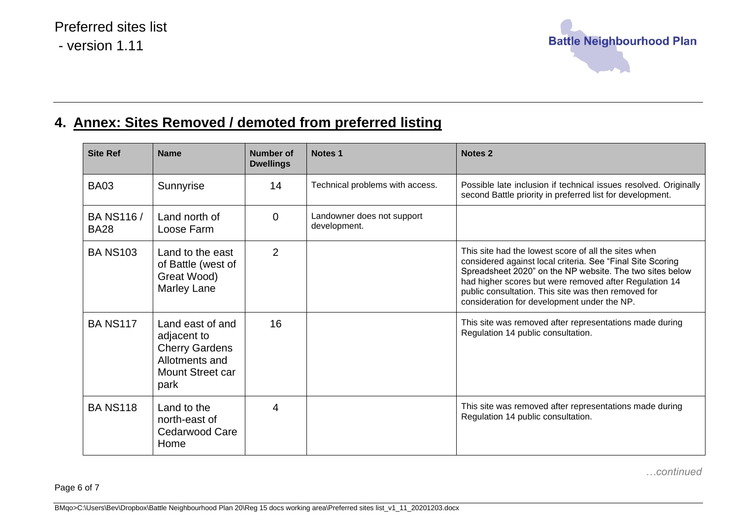## 4. Annex: Sites Removed / demoted from preferred listing

| Site Ref | Name | Number of Dwellings | Notes 1 | Notes 2 |
|---|---|---|---|---|
| BA03 | Sunnyrise | 14 | Technical problems with access. | Possible late inclusion if technical issues resolved. Originally second Battle priority in preferred list for development. |
| BA NS116 / BA28 | Land north of Loose Farm | 0 | Landowner does not support development. | |
| BA NS103 | Land to the east of Battle (west of Great Wood) Marley Lane | 2 | | This site had the lowest score of all the sites when considered against local criteria. See "Final Site Scoring Spreadsheet 2020" on the NP website. The two sites below had higher scores but were removed after Regulation 14 public consultation. This site was then removed for consideration for development under the NP. |
| BA NS117 | Land east of and adjacent to Cherry Gardens Allotments and Mount Street car park | 16 | | This site was removed after representations made during Regulation 14 public consultation. |
| BA NS118 | Land to the north-east of Cedarwood Care Home | 4 | | This site was removed after representations made during Regulation 14 public consultation. |

*…continued*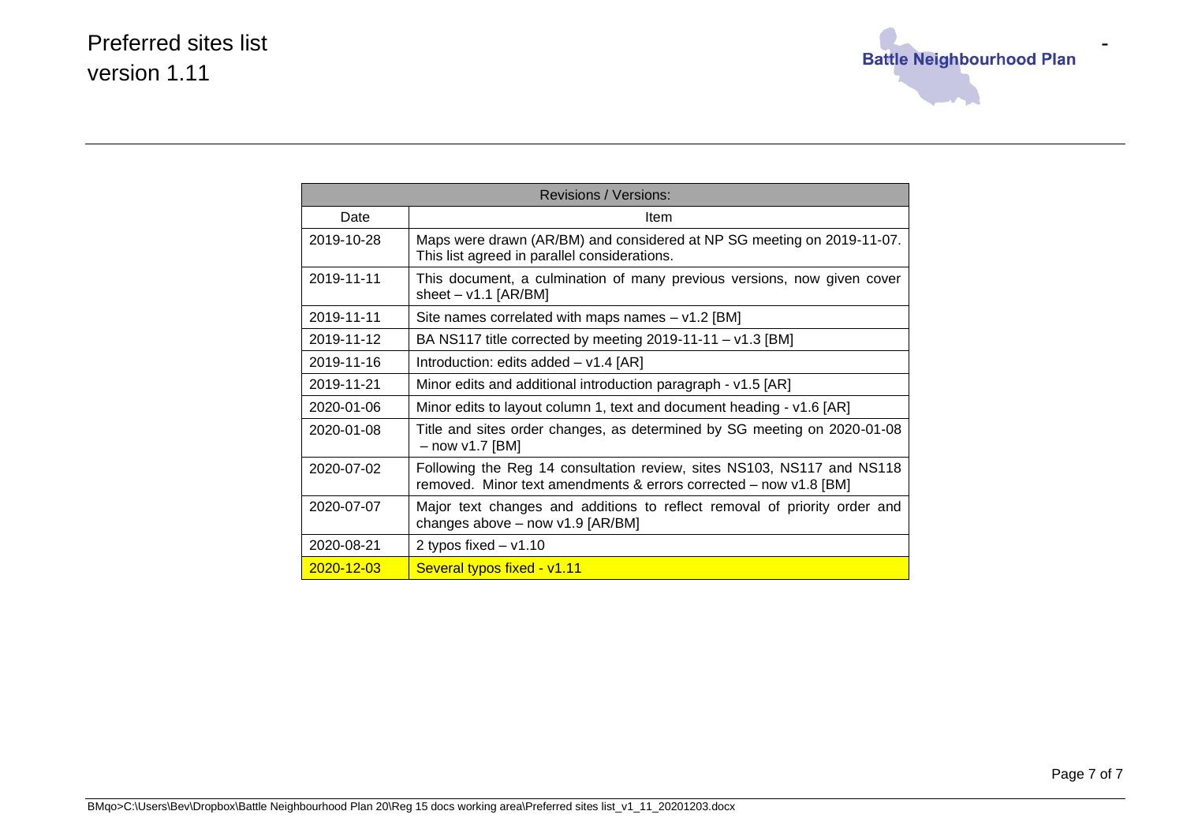| Revisions / Versions: | |
|---|---|
| Date | Item |
| 2019-10-28 | Maps were drawn (AR/BM) and considered at NP SG meeting on 2019-11-07. This list agreed in parallel considerations. |
| 2019-11-11 | This document, a culmination of many previous versions, now given cover sheet – v1.1 [AR/BM] |
| 2019-11-11 | Site names correlated with maps names – v1.2 [BM] |
| 2019-11-12 | BA NS117 title corrected by meeting 2019-11-11 – v1.3 [BM] |
| 2019-11-16 | Introduction: edits added – v1.4 [AR] |
| 2019-11-21 | Minor edits and additional introduction paragraph - v1.5 [AR] |
| 2020-01-06 | Minor edits to layout column 1, text and document heading - v1.6 [AR] |
| 2020-01-08 | Title and sites order changes, as determined by SG meeting on 2020-01-08 – now v1.7 [BM] |
| 2020-07-02 | Following the Reg 14 consultation review, sites NS103, NS117 and NS118 removed. Minor text amendments & errors corrected – now v1.8 [BM] |
| 2020-07-07 | Major text changes and additions to reflect removal of priority order and changes above – now v1.9 [AR/BM] |
| 2020-08-21 | 2 typos fixed – v1.10 |
| 2020-12-03 | Several typos fixed - v1.11 |